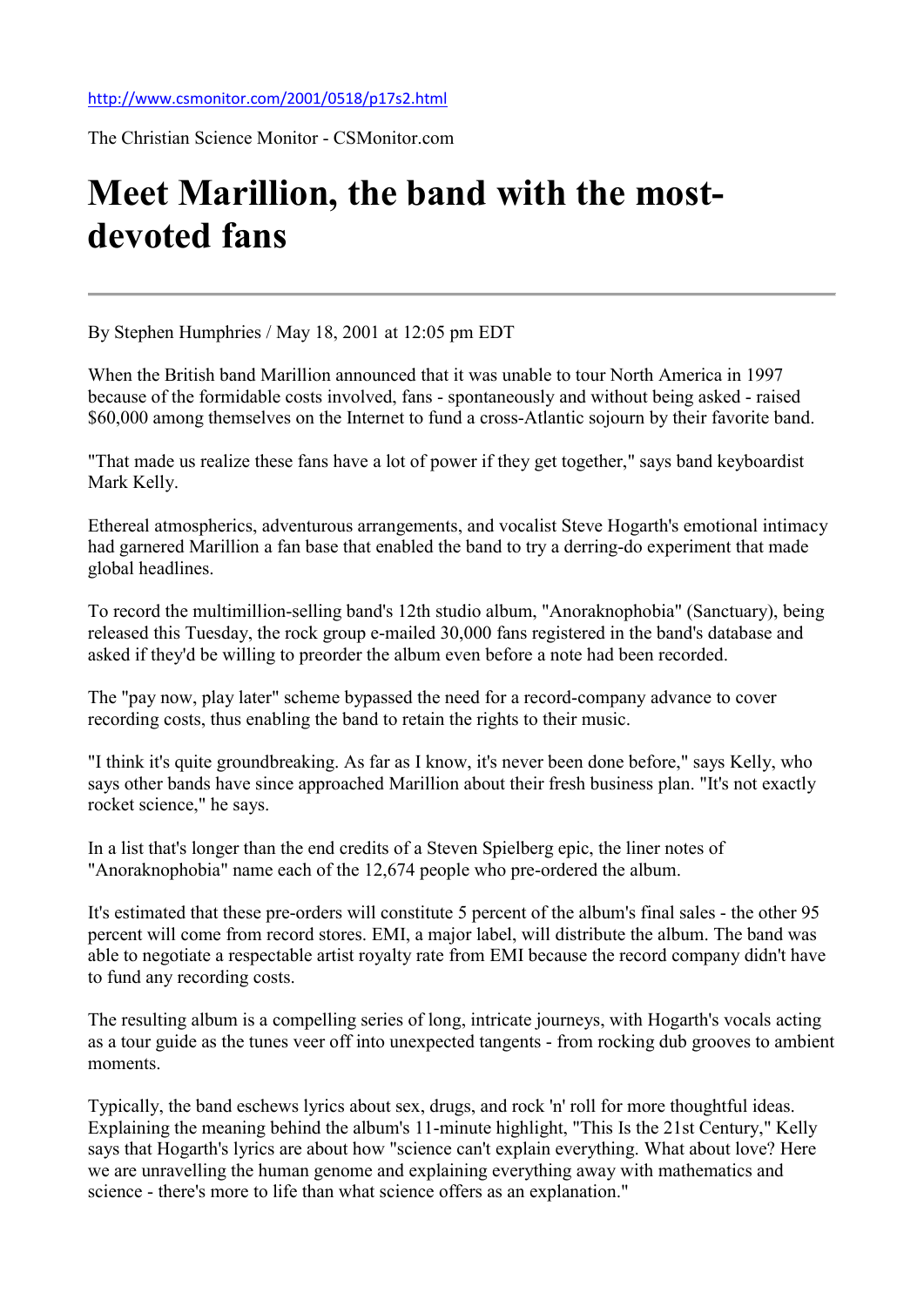http://www.csmonitor.com/2001/0518/p17s2.html

The Christian Science Monitor - CSMonitor.com

# Meet Marillion, the band with the most-devoted fans

By Stephen Humphries / May 18, 2001 at 12:05 pm EDT

When the British band Marillion announced that it was unable to tour North America in 1997 because of the formidable costs involved, fans - spontaneously and without being asked - raised $60,000 among themselves on the Internet to fund a cross-Atlantic sojourn by their favorite band.

"That made us realize these fans have a lot of power if they get together," says band keyboardist Mark Kelly.

Ethereal atmospherics, adventurous arrangements, and vocalist Steve Hogarth's emotional intimacy had garnered Marillion a fan base that enabled the band to try a derring-do experiment that made global headlines.

To record the multimillion-selling band's 12th studio album, "Anoraknophobia" (Sanctuary), being released this Tuesday, the rock group e-mailed 30,000 fans registered in the band's database and asked if they'd be willing to preorder the album even before a note had been recorded.

The "pay now, play later" scheme bypassed the need for a record-company advance to cover recording costs, thus enabling the band to retain the rights to their music.

"I think it's quite groundbreaking. As far as I know, it's never been done before," says Kelly, who says other bands have since approached Marillion about their fresh business plan. "It's not exactly rocket science," he says.

In a list that's longer than the end credits of a Steven Spielberg epic, the liner notes of "Anoraknophobia" name each of the 12,674 people who pre-ordered the album.

It's estimated that these pre-orders will constitute 5 percent of the album's final sales - the other 95 percent will come from record stores. EMI, a major label, will distribute the album. The band was able to negotiate a respectable artist royalty rate from EMI because the record company didn't have to fund any recording costs.

The resulting album is a compelling series of long, intricate journeys, with Hogarth's vocals acting as a tour guide as the tunes veer off into unexpected tangents - from rocking dub grooves to ambient moments.

Typically, the band eschews lyrics about sex, drugs, and rock 'n' roll for more thoughtful ideas. Explaining the meaning behind the album's 11-minute highlight, "This Is the 21st Century," Kelly says that Hogarth's lyrics are about how "science can't explain everything. What about love? Here we are unravelling the human genome and explaining everything away with mathematics and science - there's more to life than what science offers as an explanation."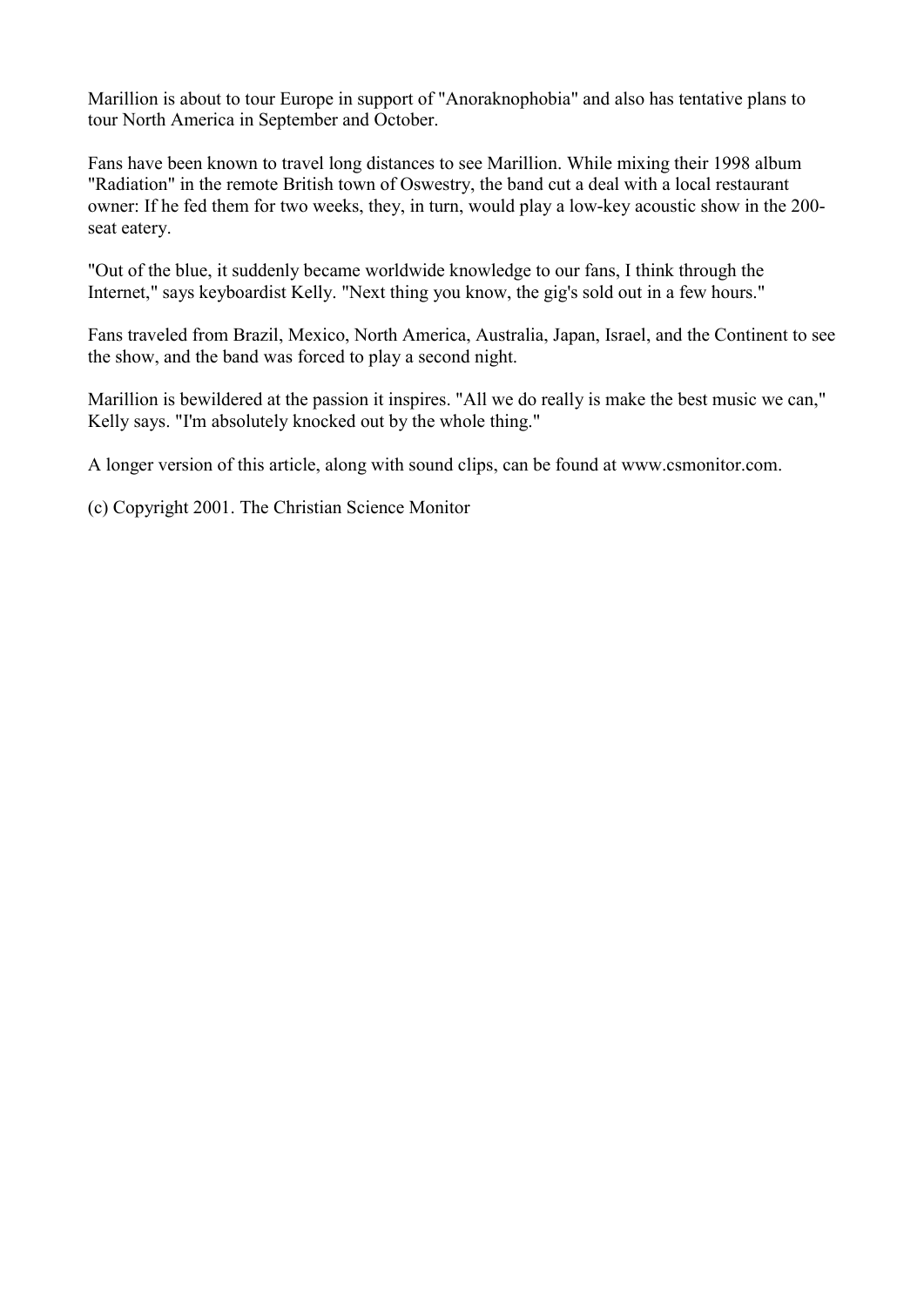Marillion is about to tour Europe in support of "Anoraknophobia" and also has tentative plans to tour North America in September and October.

Fans have been known to travel long distances to see Marillion. While mixing their 1998 album "Radiation" in the remote British town of Oswestry, the band cut a deal with a local restaurant owner: If he fed them for two weeks, they, in turn, would play a low-key acoustic show in the 200-seat eatery.

"Out of the blue, it suddenly became worldwide knowledge to our fans, I think through the Internet," says keyboardist Kelly. "Next thing you know, the gig's sold out in a few hours."

Fans traveled from Brazil, Mexico, North America, Australia, Japan, Israel, and the Continent to see the show, and the band was forced to play a second night.

Marillion is bewildered at the passion it inspires. "All we do really is make the best music we can," Kelly says. "I'm absolutely knocked out by the whole thing."

A longer version of this article, along with sound clips, can be found at www.csmonitor.com.

(c) Copyright 2001. The Christian Science Monitor